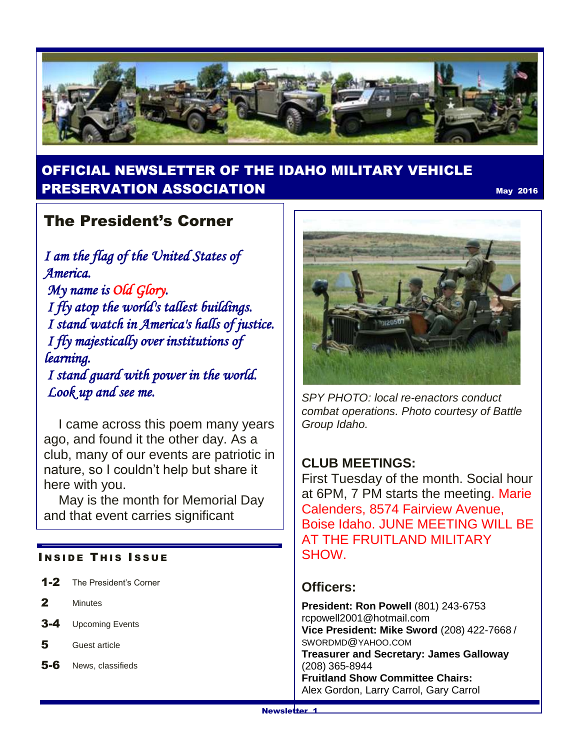# OFFICIAL NEWSLETTER OF THE IDAHO MILITARY VEHICLE PRESERVATION ASSOCIATION

May 2016

## The President's Corner

*I am the flag of the United States of America.*
*My name is Old Glory.*
*I fly atop the world's tallest buildings.*
*I stand watch in America's halls of justice.*
*I fly majestically over institutions of learning.*
*I stand guard with power in the world.*
*Look up and see me.*

I came across this poem many years ago, and found it the other day. As a club, many of our events are patriotic in nature, so I couldn't help but share it here with you.

May is the month for Memorial Day and that event carries significant

### INSIDE THIS ISSUE

- **1-2** The President's Corner
- **2** Minutes
- **3-4** Upcoming Events
- **5** Guest article
- **5-6** News, classifieds

*SPY PHOTO: local re-enactors conduct combat operations. Photo courtesy of Battle Group Idaho.*

### CLUB MEETINGS:

First Tuesday of the month. Social hour at 6PM, 7 PM starts the meeting. Marie Calenders, 8574 Fairview Avenue, Boise Idaho. JUNE MEETING WILL BE AT THE FRUITLAND MILITARY SHOW.

### Officers:

**President: Ron Powell** (801) 243-6753 rcpowell2001@hotmail.com
**Vice President: Mike Sword** (208) 422-7668 / SWORDMD@YAHOO.COM
**Treasurer and Secretary: James Galloway** (208) 365-8944
**Fruitland Show Committee Chairs:** Alex Gordon, Larry Carrol, Gary Carrol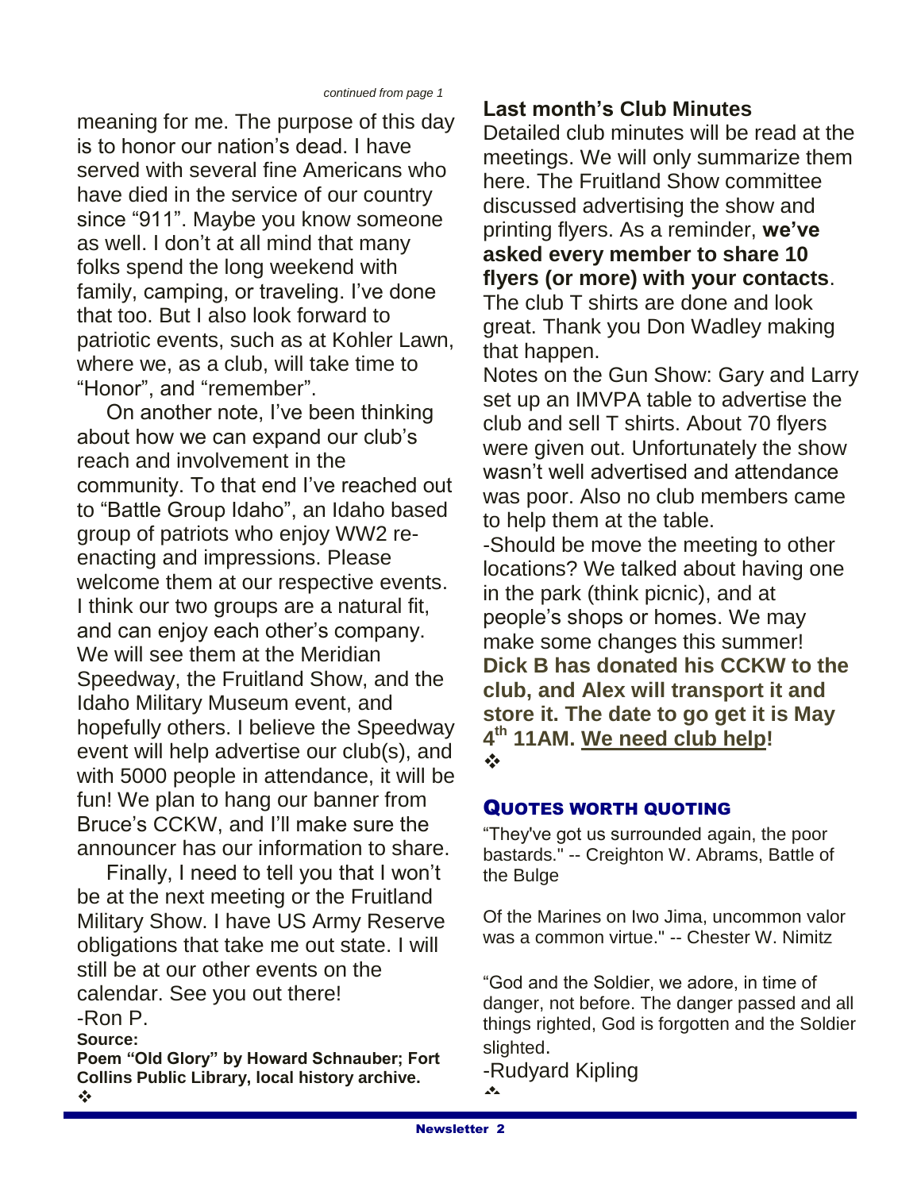*continued from page 1*

meaning for me. The purpose of this day is to honor our nation's dead. I have served with several fine Americans who have died in the service of our country since "911". Maybe you know someone as well. I don't at all mind that many folks spend the long weekend with family, camping, or traveling. I've done that too. But I also look forward to patriotic events, such as at Kohler Lawn, where we, as a club, will take time to "Honor", and "remember".

On another note, I've been thinking about how we can expand our club's reach and involvement in the community. To that end I've reached out to "Battle Group Idaho", an Idaho based group of patriots who enjoy WW2 re-enacting and impressions. Please welcome them at our respective events. I think our two groups are a natural fit, and can enjoy each other's company. We will see them at the Meridian Speedway, the Fruitland Show, and the Idaho Military Museum event, and hopefully others. I believe the Speedway event will help advertise our club(s), and with 5000 people in attendance, it will be fun! We plan to hang our banner from Bruce's CCKW, and I'll make sure the announcer has our information to share.

Finally, I need to tell you that I won't be at the next meeting or the Fruitland Military Show. I have US Army Reserve obligations that take me out state. I will still be at our other events on the calendar. See you out there!

-Ron P.

**Source:**

**Poem "Old Glory" by Howard Schnauber; Fort Collins Public Library, local history archive.**

❖

## Last month's Club Minutes

Detailed club minutes will be read at the meetings. We will only summarize them here. The Fruitland Show committee discussed advertising the show and printing flyers. As a reminder, **we've asked every member to share 10 flyers (or more) with your contacts**.

The club T shirts are done and look great. Thank you Don Wadley making that happen.

Notes on the Gun Show: Gary and Larry set up an IMVPA table to advertise the club and sell T shirts. About 70 flyers were given out. Unfortunately the show wasn't well advertised and attendance was poor. Also no club members came to help them at the table.

-Should be move the meeting to other locations? We talked about having one in the park (think picnic), and at people's shops or homes. We may make some changes this summer!

**Dick B has donated his CCKW to the club, and Alex will transport it and store it. The date to go get it is May 4th 11AM. We need club help!**

❖

## Quotes worth quoting

"They've got us surrounded again, the poor bastards." -- Creighton W. Abrams, Battle of the Bulge

Of the Marines on Iwo Jima, uncommon valor was a common virtue." -- Chester W. Nimitz

"God and the Soldier, we adore, in time of danger, not before. The danger passed and all things righted, God is forgotten and the Soldier slighted.

-Rudyard Kipling

❖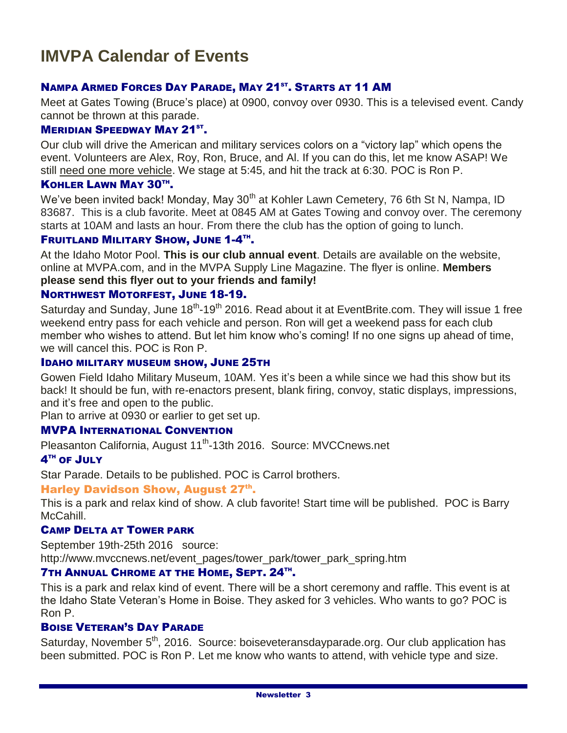# IMVPA Calendar of Events

### Nampa Armed Forces Day Parade, May 21st. Starts at 11 AM

Meet at Gates Towing (Bruce's place) at 0900, convoy over 0930. This is a televised event. Candy cannot be thrown at this parade.

### Meridian Speedway May 21st.

Our club will drive the American and military services colors on a "victory lap" which opens the event. Volunteers are Alex, Roy, Ron, Bruce, and Al. If you can do this, let me know ASAP! We still need one more vehicle. We stage at 5:45, and hit the track at 6:30. POC is Ron P.

### Kohler Lawn May 30th.

We've been invited back! Monday, May 30th at Kohler Lawn Cemetery, 76 6th St N, Nampa, ID 83687. This is a club favorite. Meet at 0845 AM at Gates Towing and convoy over. The ceremony starts at 10AM and lasts an hour. From there the club has the option of going to lunch.

### Fruitland Military Show, June 1-4th.

At the Idaho Motor Pool. **This is our club annual event**. Details are available on the website, online at MVPA.com, and in the MVPA Supply Line Magazine. The flyer is online. **Members please send this flyer out to your friends and family!**

### Northwest Motorfest, June 18-19.

Saturday and Sunday, June 18th-19th 2016. Read about it at EventBrite.com. They will issue 1 free weekend entry pass for each vehicle and person. Ron will get a weekend pass for each club member who wishes to attend. But let him know who's coming! If no one signs up ahead of time, we will cancel this. POC is Ron P.

### Idaho military museum show, June 25th

Gowen Field Idaho Military Museum, 10AM. Yes it's been a while since we had this show but its back! It should be fun, with re-enactors present, blank firing, convoy, static displays, impressions, and it's free and open to the public.

Plan to arrive at 0930 or earlier to get set up.

### MVPA International Convention

Pleasanton California, August 11th-13th 2016. Source: MVCCnews.net

### 4th of July

Star Parade. Details to be published. POC is Carrol brothers.

### Harley Davidson Show, August 27th.

This is a park and relax kind of show. A club favorite! Start time will be published. POC is Barry McCahill.

### Camp Delta at Tower park

September 19th-25th 2016 source:
http://www.mvccnews.net/event_pages/tower_park/tower_park_spring.htm

### 7th Annual Chrome at the Home, Sept. 24th.

This is a park and relax kind of event. There will be a short ceremony and raffle. This event is at the Idaho State Veteran's Home in Boise. They asked for 3 vehicles. Who wants to go? POC is Ron P.

### Boise Veteran's Day Parade

Saturday, November 5th, 2016. Source: boiseveteransdayparade.org. Our club application has been submitted. POC is Ron P. Let me know who wants to attend, with vehicle type and size.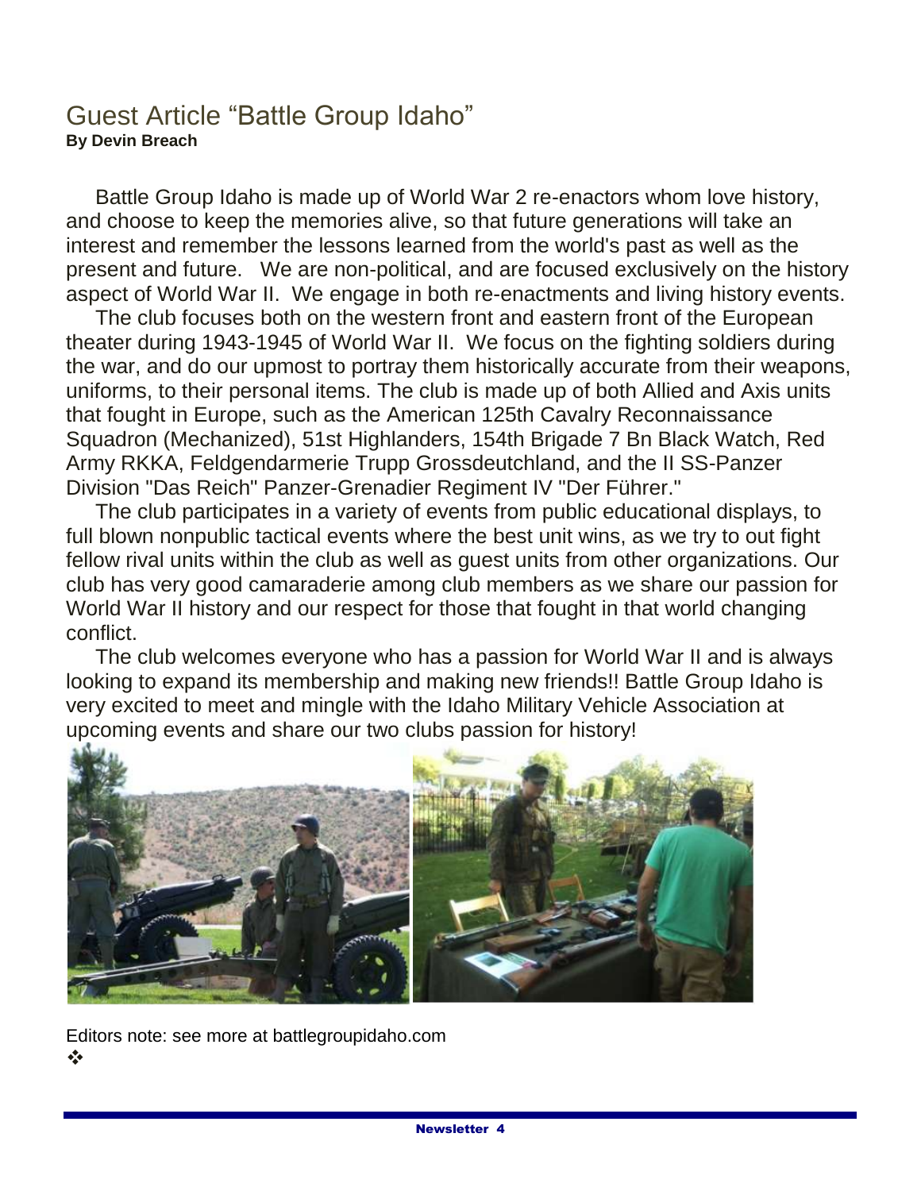## Guest Article "Battle Group Idaho"

**By Devin Breach**

Battle Group Idaho is made up of World War 2 re-enactors whom love history, and choose to keep the memories alive, so that future generations will take an interest and remember the lessons learned from the world's past as well as the present and future.  We are non-political, and are focused exclusively on the history aspect of World War II.  We engage in both re-enactments and living history events.

The club focuses both on the western front and eastern front of the European theater during 1943-1945 of World War II.  We focus on the fighting soldiers during the war, and do our upmost to portray them historically accurate from their weapons, uniforms, to their personal items. The club is made up of both Allied and Axis units that fought in Europe, such as the American 125th Cavalry Reconnaissance Squadron (Mechanized), 51st Highlanders, 154th Brigade 7 Bn Black Watch, Red Army RKKA, Feldgendarmerie Trupp Grossdeutchland, and the II SS-Panzer Division "Das Reich" Panzer-Grenadier Regiment IV "Der Führer."

The club participates in a variety of events from public educational displays, to full blown nonpublic tactical events where the best unit wins, as we try to out fight fellow rival units within the club as well as guest units from other organizations. Our club has very good camaraderie among club members as we share our passion for World War II history and our respect for those that fought in that world changing conflict.

The club welcomes everyone who has a passion for World War II and is always looking to expand its membership and making new friends!! Battle Group Idaho is very excited to meet and mingle with the Idaho Military Vehicle Association at upcoming events and share our two clubs passion for history!

Editors note: see more at battlegroupidaho.com

❖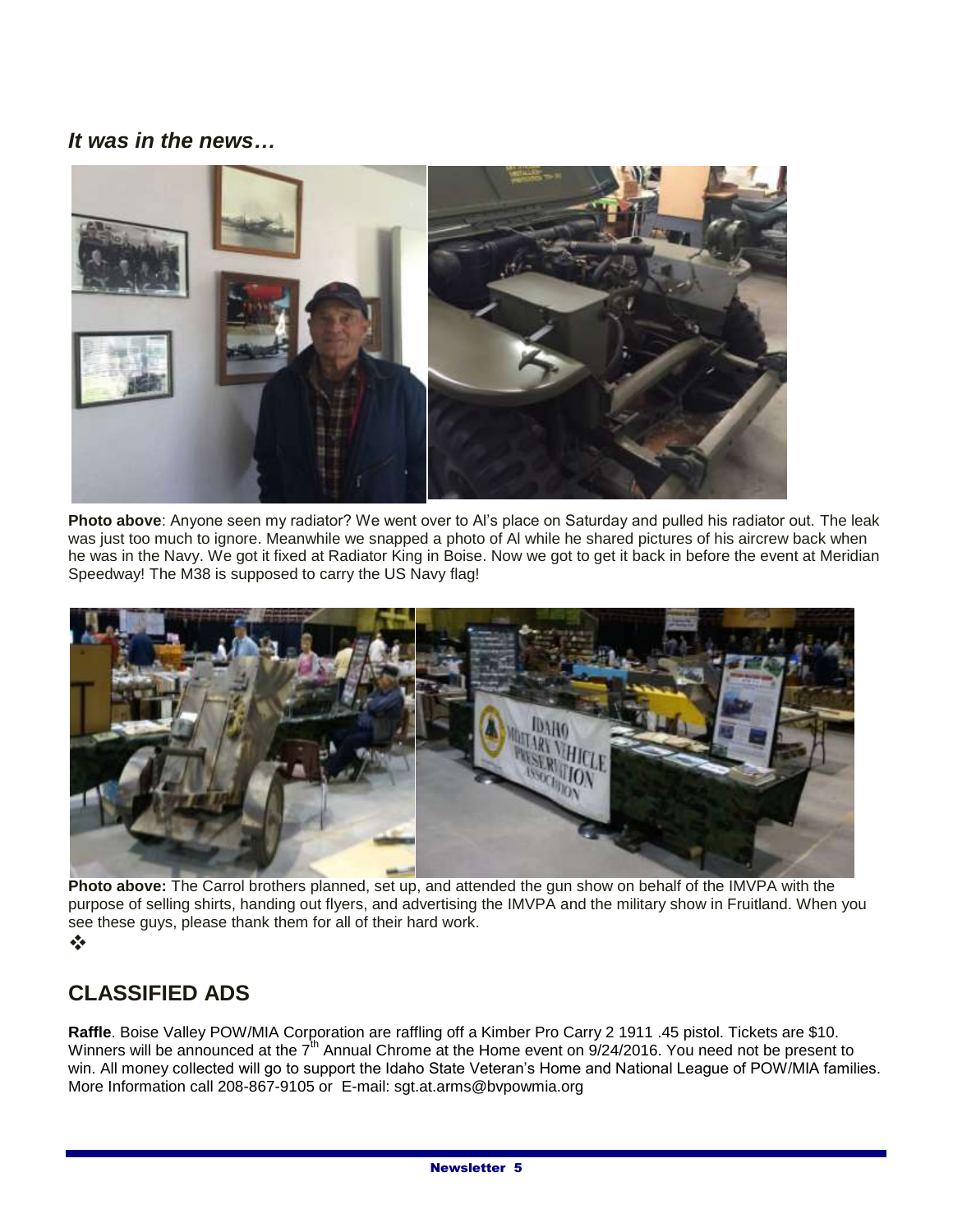## *It was in the news…*

**Photo above**: Anyone seen my radiator? We went over to Al's place on Saturday and pulled his radiator out. The leak was just too much to ignore. Meanwhile we snapped a photo of Al while he shared pictures of his aircrew back when he was in the Navy. We got it fixed at Radiator King in Boise. Now we got to get it back in before the event at Meridian Speedway! The M38 is supposed to carry the US Navy flag!

**Photo above:** The Carrol brothers planned, set up, and attended the gun show on behalf of the IMVPA with the purpose of selling shirts, handing out flyers, and advertising the IMVPA and the military show in Fruitland. When you see these guys, please thank them for all of their hard work.

❖

## CLASSIFIED ADS

**Raffle**. Boise Valley POW/MIA Corporation are raffling off a Kimber Pro Carry 2 1911 .45 pistol. Tickets are $10. Winners will be announced at the 7th Annual Chrome at the Home event on 9/24/2016. You need not be present to win. All money collected will go to support the Idaho State Veteran's Home and National League of POW/MIA families. More Information call 208-867-9105 or E-mail: sgt.at.arms@bvpowmia.org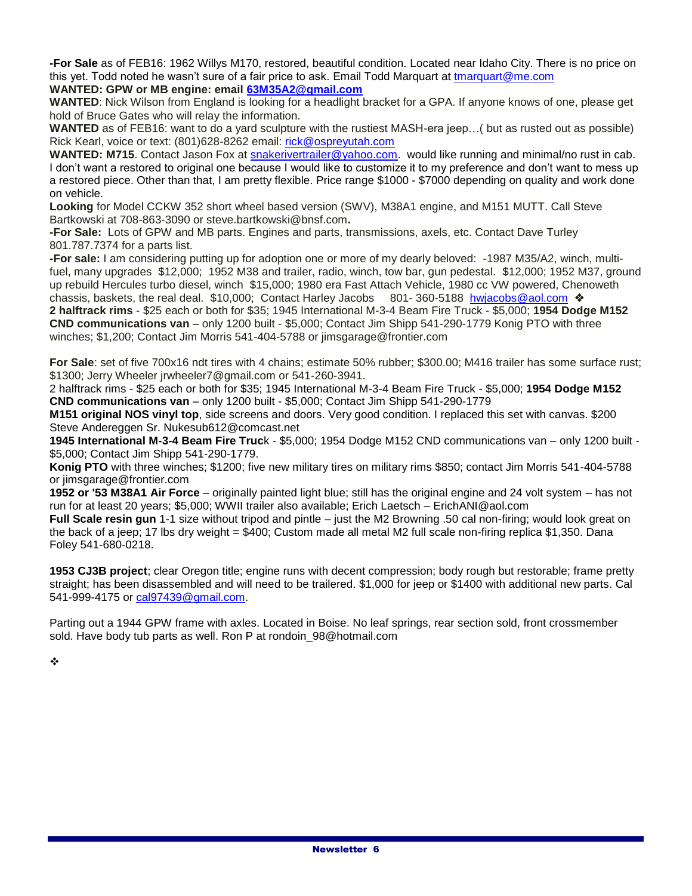**-For Sale** as of FEB16: 1962 Willys M170, restored, beautiful condition. Located near Idaho City. There is no price on this yet. Todd noted he wasn't sure of a fair price to ask. Email Todd Marquart at tmarquart@me.com

**WANTED: GPW or MB engine: email 63M35A2@gmail.com**

**WANTED**: Nick Wilson from England is looking for a headlight bracket for a GPA. If anyone knows of one, please get hold of Bruce Gates who will relay the information.

**WANTED** as of FEB16: want to do a yard sculpture with the rustiest MASH-era jeep…( but as rusted out as possible) Rick Kearl, voice or text: (801)628-8262 email: rick@ospreyutah.com

**WANTED: M715**. Contact Jason Fox at snakerivertrailer@yahoo.com. would like running and minimal/no rust in cab. I don't want a restored to original one because I would like to customize it to my preference and don't want to mess up a restored piece. Other than that, I am pretty flexible. Price range $1000 - $7000 depending on quality and work done on vehicle.

**Looking** for Model CCKW 352 short wheel based version (SWV), M38A1 engine, and M151 MUTT. Call Steve Bartkowski at 708-863-3090 or steve.bartkowski@bnsf.com**.**

**-For Sale:** Lots of GPW and MB parts. Engines and parts, transmissions, axels, etc. Contact Dave Turley 801.787.7374 for a parts list.

**-For sale:** I am considering putting up for adoption one or more of my dearly beloved: -1987 M35/A2, winch, multi-fuel, many upgrades $12,000; 1952 M38 and trailer, radio, winch, tow bar, gun pedestal. $12,000; 1952 M37, ground up rebuild Hercules turbo diesel, winch $15,000; 1980 era Fast Attach Vehicle, 1980 cc VW powered, Chenoweth chassis, baskets, the real deal. $10,000; Contact Harley Jacobs 801- 360-5188 hwjacobs@aol.com ❖

**2 halftrack rims** - $25 each or both for $35; 1945 International M-3-4 Beam Fire Truck - $5,000; **1954 Dodge M152 CND communications van** – only 1200 built - $5,000; Contact Jim Shipp 541-290-1779 Konig PTO with three winches; $1,200; Contact Jim Morris 541-404-5788 or jimsgarage@frontier.com

**For Sale**: set of five 700x16 ndt tires with 4 chains; estimate 50% rubber; $300.00; M416 trailer has some surface rust; $1300; Jerry Wheeler jrwheeler7@gmail.com or 541-260-3941.

2 halftrack rims - $25 each or both for $35; 1945 International M-3-4 Beam Fire Truck - $5,000; **1954 Dodge M152 CND communications van** – only 1200 built - $5,000; Contact Jim Shipp 541-290-1779

**M151 original NOS vinyl top**, side screens and doors. Very good condition. I replaced this set with canvas. $200 Steve Andereggen Sr. Nukesub612@comcast.net

**1945 International M-3-4 Beam Fire Truc**k - $5,000; 1954 Dodge M152 CND communications van – only 1200 built - $5,000; Contact Jim Shipp 541-290-1779.

**Konig PTO** with three winches; $1200; five new military tires on military rims $850; contact Jim Morris 541-404-5788 or jimsgarage@frontier.com

**1952 or '53 M38A1 Air Force** – originally painted light blue; still has the original engine and 24 volt system – has not run for at least 20 years; $5,000; WWII trailer also available; Erich Laetsch – ErichANI@aol.com

**Full Scale resin gun** 1-1 size without tripod and pintle – just the M2 Browning .50 cal non-firing; would look great on the back of a jeep; 17 lbs dry weight = $400; Custom made all metal M2 full scale non-firing replica $1,350. Dana Foley 541-680-0218.

**1953 CJ3B project**; clear Oregon title; engine runs with decent compression; body rough but restorable; frame pretty straight; has been disassembled and will need to be trailered. $1,000 for jeep or $1400 with additional new parts. Cal 541-999-4175 or cal97439@gmail.com.

Parting out a 1944 GPW frame with axles. Located in Boise. No leaf springs, rear section sold, front crossmember sold. Have body tub parts as well. Ron P at rondoin_98@hotmail.com

❖